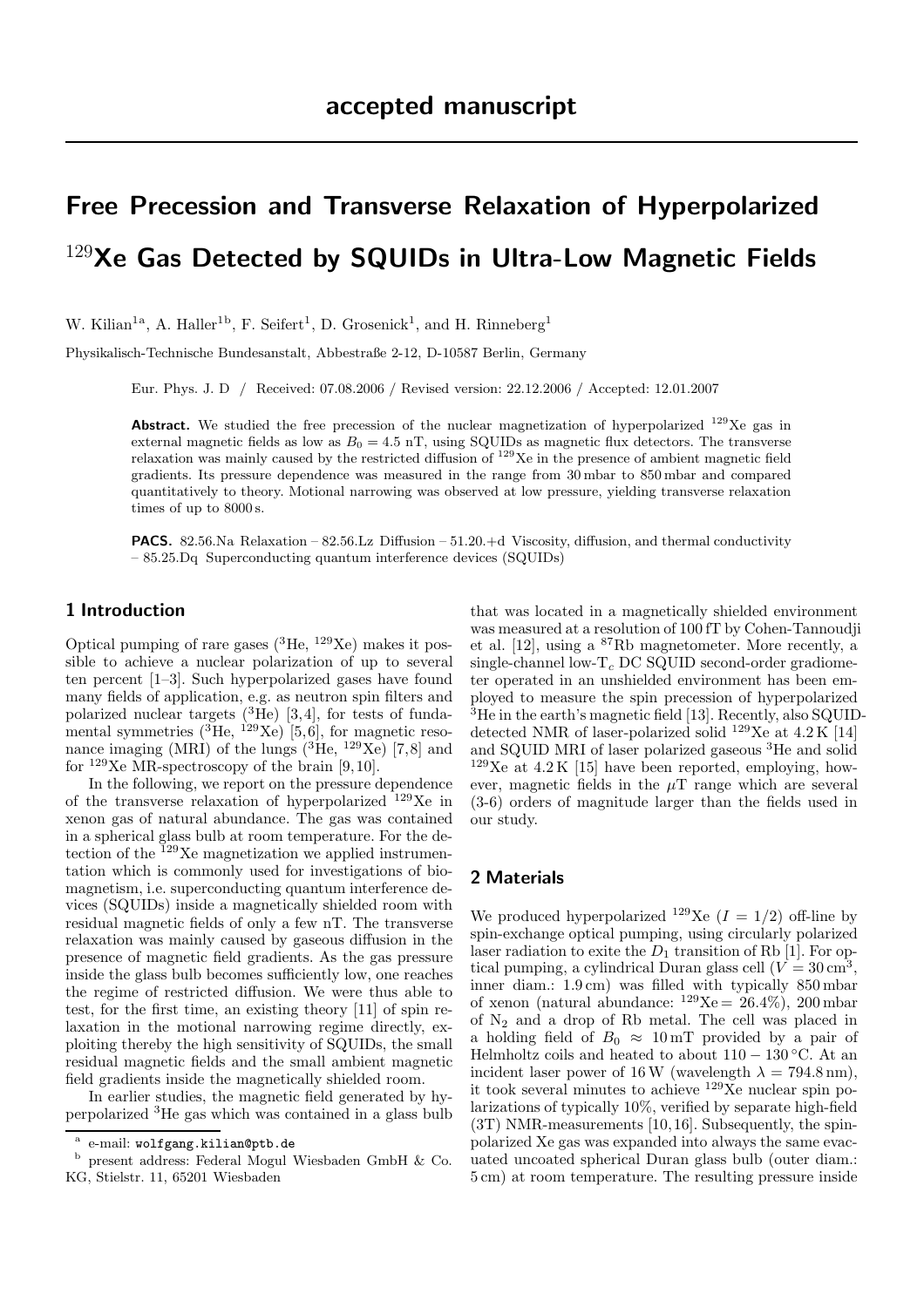accepted manuscript

# Free Precession and Transverse Relaxation of Hyperpolarized $^{129}$Xe Gas Detected by SQUIDs in Ultra-Low Magnetic Fields

W. Kilian[1a], A. Haller[1b], F. Seifert[1], D. Grosenick[1], and H. Rinneberg[1]

Physikalisch-Technische Bundesanstalt, Abbestraße 2-12, D-10587 Berlin, Germany

Eur. Phys. J. D / Received: 07.08.2006 / Revised version: 22.12.2006 / Accepted: 12.01.2007

**Abstract.** We studied the free precession of the nuclear magnetization of hyperpolarized $^{129}$Xe gas in external magnetic fields as low as $B_0 = 4.5$ nT, using SQUIDs as magnetic flux detectors. The transverse relaxation was mainly caused by the restricted diffusion of $^{129}$Xe in the presence of ambient magnetic field gradients. Its pressure dependence was measured in the range from 30 mbar to 850 mbar and compared quantitatively to theory. Motional narrowing was observed at low pressure, yielding transverse relaxation times of up to 8000 s.

**PACS.** 82.56.Na Relaxation – 82.56.Lz Diffusion – 51.20.+d Viscosity, diffusion, and thermal conductivity – 85.25.Dq Superconducting quantum interference devices (SQUIDs)

## 1 Introduction

Optical pumping of rare gases ($^3$He, $^{129}$Xe) makes it possible to achieve a nuclear polarization of up to several ten percent [1–3]. Such hyperpolarized gases have found many fields of application, e.g. as neutron spin filters and polarized nuclear targets ($^3$He) [3,4], for tests of fundamental symmetries ($^3$He, $^{129}$Xe) [5,6], for magnetic resonance imaging (MRI) of the lungs ($^3$He, $^{129}$Xe) [7,8] and for $^{129}$Xe MR-spectroscopy of the brain [9,10].

In the following, we report on the pressure dependence of the transverse relaxation of hyperpolarized $^{129}$Xe in xenon gas of natural abundance. The gas was contained in a spherical glass bulb at room temperature. For the detection of the $^{129}$Xe magnetization we applied instrumentation which is commonly used for investigations of biomagnetism, i.e. superconducting quantum interference devices (SQUIDs) inside a magnetically shielded room with residual magnetic fields of only a few nT. The transverse relaxation was mainly caused by gaseous diffusion in the presence of magnetic field gradients. As the gas pressure inside the glass bulb becomes sufficiently low, one reaches the regime of restricted diffusion. We were thus able to test, for the first time, an existing theory [11] of spin relaxation in the motional narrowing regime directly, exploiting thereby the high sensitivity of SQUIDs, the small residual magnetic fields and the small ambient magnetic field gradients inside the magnetically shielded room.

In earlier studies, the magnetic field generated by hyperpolarized $^3$He gas which was contained in a glass bulb that was located in a magnetically shielded environment was measured at a resolution of 100 fT by Cohen-Tannoudji et al. [12], using a $^{87}$Rb magnetometer. More recently, a single-channel low-$T_c$ DC SQUID second-order gradiometer operated in an unshielded environment has been employed to measure the spin precession of hyperpolarized $^3$He in the earth's magnetic field [13]. Recently, also SQUID-detected NMR of laser-polarized solid $^{129}$Xe at 4.2 K [14] and SQUID MRI of laser polarized gaseous $^3$He and solid $^{129}$Xe at 4.2 K [15] have been reported, employing, however, magnetic fields in the $\mu$T range which are several (3-6) orders of magnitude larger than the fields used in our study.

## 2 Materials

We produced hyperpolarized $^{129}$Xe ($I = 1/2$) off-line by spin-exchange optical pumping, using circularly polarized laser radiation to exite the $D_1$ transition of Rb [1]. For optical pumping, a cylindrical Duran glass cell ($V = 30\,\text{cm}^3$, inner diam.: 1.9 cm) was filled with typically 850 mbar of xenon (natural abundance: $^{129}$Xe = 26.4%), 200 mbar of $N_2$ and a drop of Rb metal. The cell was placed in a holding field of $B_0 \approx 10$ mT provided by a pair of Helmholtz coils and heated to about $110-130\,^\circ$C. At an incident laser power of 16 W (wavelength $\lambda = 794.8$ nm), it took several minutes to achieve $^{129}$Xe nuclear spin polarizations of typically 10%, verified by separate high-field (3T) NMR-measurements [10,16]. Subsequently, the spin-polarized Xe gas was expanded into always the same evacuated uncoated spherical Duran glass bulb (outer diam.: 5 cm) at room temperature. The resulting pressure inside

---

[a] e-mail: wolfgang.kilian@ptb.de

[b] present address: Federal Mogul Wiesbaden GmbH & Co. KG, Stielstr. 11, 65201 Wiesbaden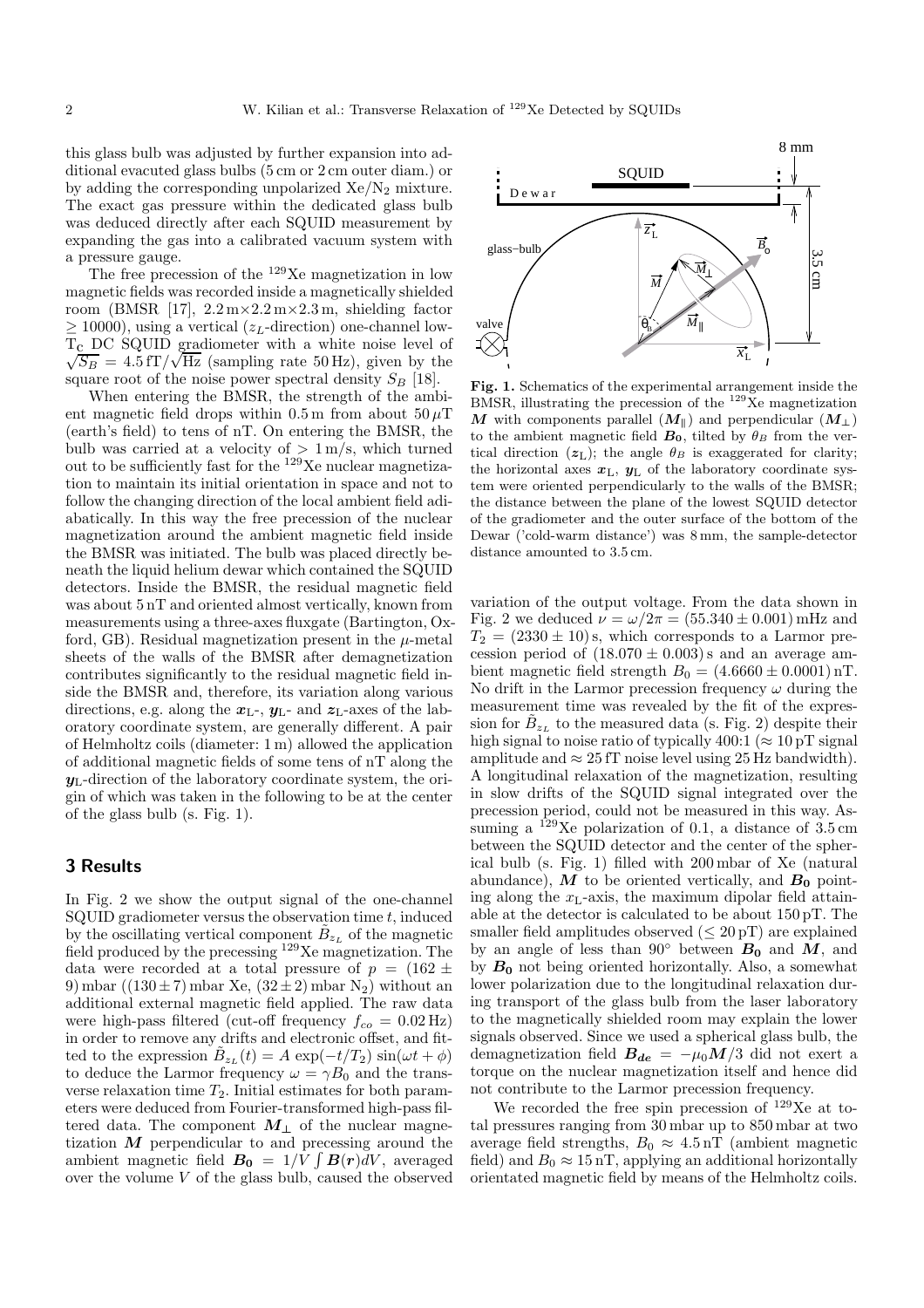this glass bulb was adjusted by further expansion into additional evacuated glass bulbs (5 cm or 2 cm outer diam.) or by adding the corresponding unpolarized $Xe/N_2$ mixture. The exact gas pressure within the dedicated glass bulb was deduced directly after each SQUID measurement by expanding the gas into a calibrated vacuum system with a pressure gauge.

The free precession of the $^{129}$Xe magnetization in low magnetic fields was recorded inside a magnetically shielded room (BMSR [17], 2.2 m×2.2 m×2.3 m, shielding factor $\geq 10000$), using a vertical ($z_L$-direction) one-channel low-$T_C$ DC SQUID gradiometer with a white noise level of $\sqrt{S_B} = 4.5\,\mathrm{fT}/\sqrt{\mathrm{Hz}}$ (sampling rate 50 Hz), given by the square root of the noise power spectral density $S_B$ [18].

When entering the BMSR, the strength of the ambient magnetic field drops within 0.5 m from about 50 $\mu$T (earth's field) to tens of nT. On entering the BMSR, the bulb was carried at a velocity of $> 1$ m/s, which turned out to be sufficiently fast for the $^{129}$Xe nuclear magnetization to maintain its initial orientation in space and not to follow the changing direction of the local ambient field adiabatically. In this way the free precession of the nuclear magnetization around the ambient magnetic field inside the BMSR was initiated. The bulb was placed directly beneath the liquid helium dewar which contained the SQUID detectors. Inside the BMSR, the residual magnetic field was about 5 nT and oriented almost vertically, known from measurements using a three-axes fluxgate (Bartington, Oxford, GB). Residual magnetization present in the $\mu$-metal sheets of the walls of the BMSR after demagnetization contributes significantly to the residual magnetic field inside the BMSR and, therefore, its variation along various directions, e.g. along the $\boldsymbol{x}_L$-, $\boldsymbol{y}_L$- and $\boldsymbol{z}_L$-axes of the laboratory coordinate system, are generally different. A pair of Helmholtz coils (diameter: 1 m) allowed the application of additional magnetic fields of some tens of nT along the $\boldsymbol{y}_L$-direction of the laboratory coordinate system, the origin of which was taken in the following to be at the center of the glass bulb (s. Fig. 1).

**Fig. 1.** Schematics of the experimental arrangement inside the BMSR, illustrating the precession of the $^{129}$Xe magnetization $\boldsymbol{M}$ with components parallel ($\boldsymbol{M}_\parallel$) and perpendicular ($\boldsymbol{M}_\perp$) to the ambient magnetic field $\boldsymbol{B_0}$, tilted by $\theta_B$ from the vertical direction ($\boldsymbol{z}_L$); the angle $\theta_B$ is exaggerated for clarity; the horizontal axes $\boldsymbol{x}_L$, $\boldsymbol{y}_L$ of the laboratory coordinate system were oriented perpendicularly to the walls of the BMSR; the distance between the plane of the lowest SQUID detector of the gradiometer and the outer surface of the bottom of the Dewar ('cold-warm distance') was 8 mm, the sample-detector distance amounted to 3.5 cm.

## 3 Results

In Fig. 2 we show the output signal of the one-channel SQUID gradiometer versus the observation time $t$, induced by the oscillating vertical component $\tilde{B}_{z_L}$ of the magnetic field produced by the precessing $^{129}$Xe magnetization. The data were recorded at a total pressure of $p = (162 \pm 9)$ mbar ($(130 \pm 7)$ mbar Xe, $(32 \pm 2)$ mbar $N_2$) without an additional external magnetic field applied. The raw data were high-pass filtered (cut-off frequency $f_{co} = 0.02$ Hz) in order to remove any drifts and electronic offset, and fitted to the expression $\tilde{B}_{z_L}(t) = A\,\exp(-t/T_2)\,\sin(\omega t + \phi)$ to deduce the Larmor frequency $\omega = \gamma B_0$ and the transverse relaxation time $T_2$. Initial estimates for both parameters were deduced from Fourier-transformed high-pass filtered data. The component $\boldsymbol{M}_\perp$ of the nuclear magnetization $\boldsymbol{M}$ perpendicular to and precessing around the ambient magnetic field $\boldsymbol{B_0} = 1/V \int \boldsymbol{B}(\boldsymbol{r})dV$, averaged over the volume $V$ of the glass bulb, caused the observed variation of the output voltage. From the data shown in Fig. 2 we deduced $\nu = \omega/2\pi = (55.340 \pm 0.001)$ mHz and $T_2 = (2330 \pm 10)$ s, which corresponds to a Larmor precession period of $(18.070 \pm 0.003)$ s and an average ambient magnetic field strength $B_0 = (4.6660 \pm 0.0001)$ nT. No drift in the Larmor precession frequency $\omega$ during the measurement time was revealed by the fit of the expression for $\tilde{B}_{z_L}$ to the measured data (s. Fig. 2) despite their high signal to noise ratio of typically 400:1 ($\approx 10$ pT signal amplitude and $\approx 25$ fT noise level using 25 Hz bandwidth). A longitudinal relaxation of the magnetization, resulting in slow drifts of the SQUID signal integrated over the precession period, could not be measured in this way. Assuming a $^{129}$Xe polarization of 0.1, a distance of 3.5 cm between the SQUID detector and the center of the spherical bulb (s. Fig. 1) filled with 200 mbar of Xe (natural abundance), $\boldsymbol{M}$ to be oriented vertically, and $\boldsymbol{B_0}$ pointing along the $x_L$-axis, the maximum dipolar field attainable at the detector is calculated to be about 150 pT. The smaller field amplitudes observed ($\leq 20$ pT) are explained by an angle of less than 90° between $\boldsymbol{B_0}$ and $\boldsymbol{M}$, and by $\boldsymbol{B_0}$ not being oriented horizontally. Also, a somewhat lower polarization due to the longitudinal relaxation during transport of the glass bulb from the laser laboratory to the magnetically shielded room may explain the lower signals observed. Since we used a spherical glass bulb, the demagnetization field $\boldsymbol{B_{de}} = -\mu_0 \boldsymbol{M}/3$ did not exert a torque on the nuclear magnetization itself and hence did not contribute to the Larmor precession frequency.

We recorded the free spin precession of $^{129}$Xe at total pressures ranging from 30 mbar up to 850 mbar at two average field strengths, $B_0 \approx 4.5$ nT (ambient magnetic field) and $B_0 \approx 15$ nT, applying an additional horizontally orientated magnetic field by means of the Helmholtz coils.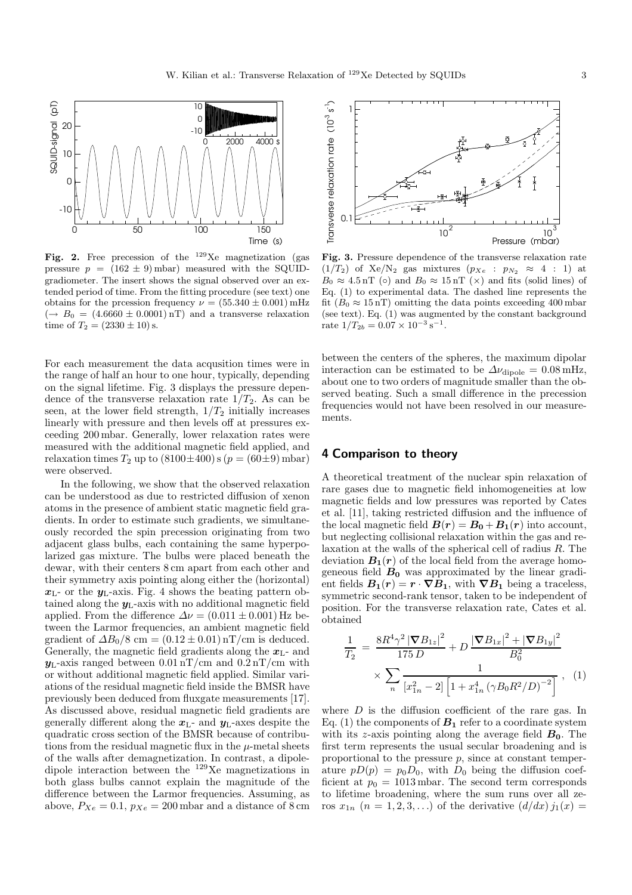**Fig. 2.** Free precession of the $^{129}$Xe magnetization (gas pressure $p = (162 \pm 9)$ mbar) measured with the SQUID-gradiometer. The insert shows the signal observed over an extended period of time. From the fitting procedure (see text) one obtains for the prcession frequency $\nu = (55.340 \pm 0.001)$ mHz ($\rightarrow B_0 = (4.6660 \pm 0.0001)$ nT) and a transverse relaxation time of $T_2 = (2330 \pm 10)$ s.

**Fig. 3.** Pressure dependence of the transverse relaxation rate $(1/T_2)$ of Xe/N$_2$ gas mixtures ($p_{Xe} : p_{N_2} \approx 4 : 1$) at $B_0 \approx 4.5$ nT ($\circ$) and $B_0 \approx 15$ nT ($\times$) and fits (solid lines) of Eq. (1) to experimental data. The dashed line represents the fit ($B_0 \approx 15$ nT) omitting the data points exceeding 400 mbar (see text). Eq. (1) was augmented by the constant background rate $1/T_{2b} = 0.07 \times 10^{-3}\,\mathrm{s}^{-1}$.

For each measurement the data acqusition times were in the range of half an hour to one hour, typically, depending on the signal lifetime. Fig. 3 displays the pressure dependence of the transverse relaxation rate $1/T_2$. As can be seen, at the lower field strength, $1/T_2$ initially increases linearly with pressure and then levels off at pressures exceeding 200 mbar. Generally, lower relaxation rates were measured with the additional magnetic field applied, and relaxation times $T_2$ up to $(8100 \pm 400)$ s ($p = (60 \pm 9)$ mbar) were observed.

In the following, we show that the observed relaxation can be understood as due to restricted diffusion of xenon atoms in the presence of ambient static magnetic field gradients. In order to estimate such gradients, we simultaneously recorded the spin precession originating from two adjacent glass bulbs, each containing the same hyperpolarized gas mixture. The bulbs were placed beneath the dewar, with their centers 8 cm apart from each other and their symmetry axis pointing along either the (horizontal) $\boldsymbol{x}_{\mathrm{L}}$- or the $\boldsymbol{y}_{\mathrm{L}}$-axis. Fig. 4 shows the beating pattern obtained along the $\boldsymbol{y}_{\mathrm{L}}$-axis with no additional magnetic field applied. From the difference $\Delta\nu = (0.011 \pm 0.001)$ Hz between the Larmor frequencies, an ambient magnetic field gradient of $\Delta B_0 / 8$ cm $= (0.12 \pm 0.01)$ nT/cm is deduced. Generally, the magnetic field gradients along the $\boldsymbol{x}_{\mathrm{L}}$- and $\boldsymbol{y}_{\mathrm{L}}$-axis ranged between 0.01 nT/cm and 0.2 nT/cm with or without additional magnetic field applied. Similar variations of the residual magnetic field inside the BMSR have previously been deduced from fluxgate measurements [17]. As discussed above, residual magnetic field gradients are generally different along the $\boldsymbol{x}_{\mathrm{L}}$- and $\boldsymbol{y}_{\mathrm{L}}$-axes despite the quadratic cross section of the BMSR because of contributions from the residual magnetic flux in the $\mu$-metal sheets of the walls after demagnetization. In contrast, a dipole-dipole interaction between the $^{129}$Xe magnetizations in both glass bulbs cannot explain the magnitude of the difference between the Larmor frequencies. Assuming, as above, $P_{Xe} = 0.1$, $p_{Xe} = 200$ mbar and a distance of 8 cm between the centers of the spheres, the maximum dipolar interaction can be estimated to be $\Delta\nu_{\mathrm{dipole}} = 0.08$ mHz, about one to two orders of magnitude smaller than the observed beating. Such a small difference in the precession frequencies would not have been resolved in our measurements.

## 4 Comparison to theory

A theoretical treatment of the nuclear spin relaxation of rare gases due to magnetic field inhomogeneities at low magnetic fields and low pressures was reported by Cates et al. [11], taking restricted diffusion and the influence of the local magnetic field $\boldsymbol{B}(\boldsymbol{r}) = \boldsymbol{B_0} + \boldsymbol{B_1}(\boldsymbol{r})$ into account, but neglecting collisional relaxation within the gas and relaxation at the walls of the spherical cell of radius $R$. The deviation $\boldsymbol{B_1}(\boldsymbol{r})$ of the local field from the average homogeneous field $\boldsymbol{B_0}$ was approximated by the linear gradient fields $\boldsymbol{B_1}(\boldsymbol{r}) = \boldsymbol{r} \cdot \boldsymbol{\nabla B_1}$, with $\boldsymbol{\nabla B_1}$ being a traceless, symmetric second-rank tensor, taken to be independent of position. For the transverse relaxation rate, Cates et al. obtained

$$\frac{1}{T_2} = \frac{8R^4\gamma^2 \left|\boldsymbol{\nabla} B_{1z}\right|^2}{175\, D} + D\,\frac{\left|\boldsymbol{\nabla} B_{1x}\right|^2 + \left|\boldsymbol{\nabla} B_{1y}\right|^2}{B_0^2} \times \sum_n \frac{1}{\left[x_{1n}^2 - 2\right]\left[1 + x_{1n}^4\left(\gamma B_0 R^2/D\right)^{-2}\right]}\;, \quad (1)$$

where $D$ is the diffusion coefficient of the rare gas. In Eq. (1) the components of $\boldsymbol{B_1}$ refer to a coordinate system with its $z$-axis pointing along the average field $\boldsymbol{B_0}$. The first term represents the usual secular broadening and is proportional to the pressure $p$, since at constant temperature $pD(p) = p_0 D_0$, with $D_0$ being the diffusion coefficient at $p_0 = 1013$ mbar. The second term corresponds to lifetime broadening, where the sum runs over all zeros $x_{1n}$ $(n = 1, 2, 3, \ldots)$ of the derivative $(d/dx)\, j_1(x) =$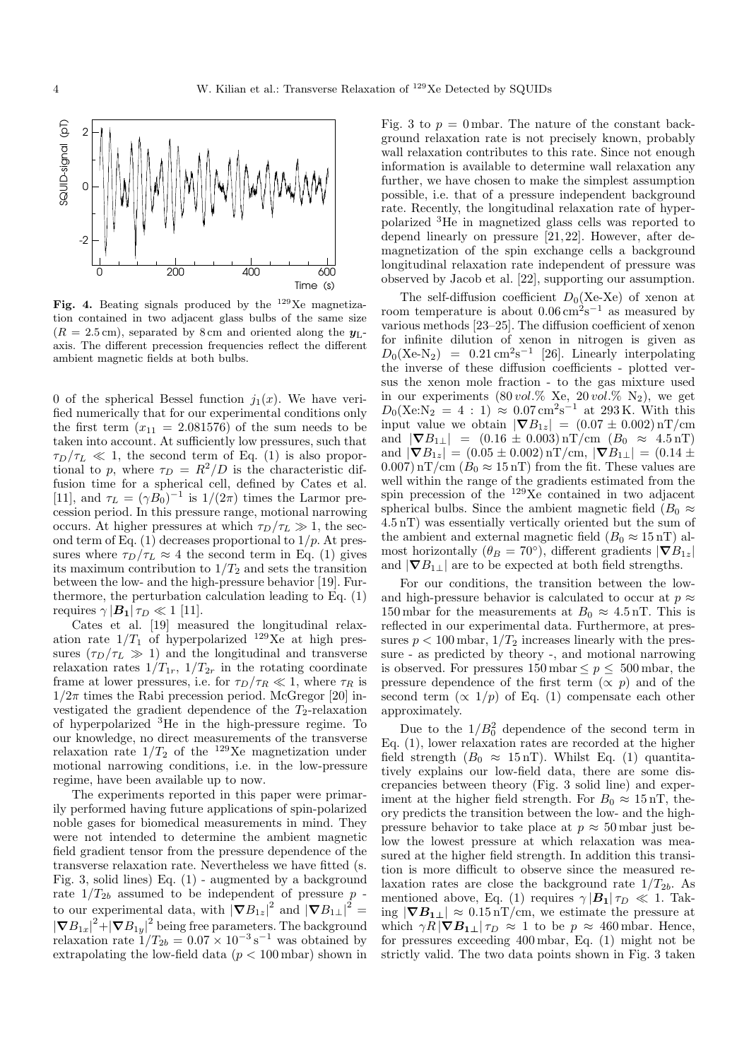**Fig. 4.** Beating signals produced by the $^{129}$Xe magnetization contained in two adjacent glass bulbs of the same size ($R = 2.5\,\mathrm{cm}$), separated by 8 cm and oriented along the $\boldsymbol{y}_L$-axis. The different precession frequencies reflect the different ambient magnetic fields at both bulbs.

0 of the spherical Bessel function $j_1(x)$. We have verified numerically that for our experimental conditions only the first term ($x_{11} = 2.081576$) of the sum needs to be taken into account. At sufficiently low pressures, such that $\tau_D/\tau_L \ll 1$, the second term of Eq. (1) is also proportional to $p$, where $\tau_D = R^2/D$ is the characteristic diffusion time for a spherical cell, defined by Cates et al. [11], and $\tau_L = (\gamma B_0)^{-1}$ is $1/(2\pi)$ times the Larmor precession period. In this pressure range, motional narrowing occurs. At higher pressures at which $\tau_D/\tau_L \gg 1$, the second term of Eq. (1) decreases proportional to $1/p$. At pressures where $\tau_D/\tau_L \approx 4$ the second term in Eq. (1) gives its maximum contribution to $1/T_2$ and sets the transition between the low- and the high-pressure behavior [19]. Furthermore, the perturbation calculation leading to Eq. (1) requires $\gamma |\boldsymbol{B_1}| \tau_D \ll 1$ [11].

Cates et al. [19] measured the longitudinal relaxation rate $1/T_1$ of hyperpolarized $^{129}$Xe at high pressures ($\tau_D/\tau_L \gg 1$) and the longitudinal and transverse relaxation rates $1/T_{1r}$, $1/T_{2r}$ in the rotating coordinate frame at lower pressures, i.e. for $\tau_D/\tau_R \ll 1$, where $\tau_R$ is $1/2\pi$ times the Rabi precession period. McGregor [20] investigated the gradient dependence of the $T_2$-relaxation of hyperpolarized $^3$He in the high-pressure regime. To our knowledge, no direct measurements of the transverse relaxation rate $1/T_2$ of the $^{129}$Xe magnetization under motional narrowing conditions, i.e. in the low-pressure regime, have been available up to now.

The experiments reported in this paper were primarily performed having future applications of spin-polarized noble gases for biomedical measurements in mind. They were not intended to determine the ambient magnetic field gradient tensor from the pressure dependence of the transverse relaxation rate. Nevertheless we have fitted (s. Fig. 3, solid lines) Eq. (1) - augmented by a background rate $1/T_{2b}$ assumed to be independent of pressure $p$ - to our experimental data, with $|\boldsymbol{\nabla} B_{1z}|^2$ and $|\boldsymbol{\nabla} B_{1\perp}|^2 = |\boldsymbol{\nabla} B_{1x}|^2 + |\boldsymbol{\nabla} B_{1y}|^2$ being free parameters. The background relaxation rate $1/T_{2b} = 0.07 \times 10^{-3}\,\mathrm{s}^{-1}$ was obtained by extrapolating the low-field data ($p < 100\,\mathrm{mbar}$) shown in Fig. 3 to $p = 0\,\mathrm{mbar}$. The nature of the constant background relaxation rate is not precisely known, probably wall relaxation contributes to this rate. Since not enough information is available to determine wall relaxation any further, we have chosen to make the simplest assumption possible, i.e. that of a pressure independent background rate. Recently, the longitudinal relaxation rate of hyperpolarized $^3$He in magnetized glass cells was reported to depend linearly on pressure [21,22]. However, after demagnetization of the spin exchange cells a background longitudinal relaxation rate independent of pressure was observed by Jacob et al. [22], supporting our assumption.

The self-diffusion coefficient $D_0$(Xe-Xe) of xenon at room temperature is about $0.06\,\mathrm{cm^2s^{-1}}$ as measured by various methods [23–25]. The diffusion coefficient of xenon for infinite dilution of xenon in nitrogen is given as $D_0(\text{Xe-N}_2) = 0.21\,\mathrm{cm^2s^{-1}}$ [26]. Linearly interpolating the inverse of these diffusion coefficients - plotted versus the xenon mole fraction - to the gas mixture used in our experiments (80 *vol.*% Xe, 20 *vol.*% $N_2$), we get $D_0(\text{Xe:N}_2 = 4:1) \approx 0.07\,\mathrm{cm^2s^{-1}}$ at 293 K. With this input value we obtain $|\boldsymbol{\nabla} B_{1z}| = (0.07 \pm 0.002)\,\mathrm{nT/cm}$ and $|\boldsymbol{\nabla} B_{1\perp}| = (0.16 \pm 0.003)\,\mathrm{nT/cm}$ ($B_0 \approx 4.5\,\mathrm{nT}$) and $|\boldsymbol{\nabla} B_{1z}| = (0.05 \pm 0.002)\,\mathrm{nT/cm}$, $|\boldsymbol{\nabla} B_{1\perp}| = (0.14 \pm 0.007)\,\mathrm{nT/cm}$ ($B_0 \approx 15\,\mathrm{nT}$) from the fit. These values are well within the range of the gradients estimated from the spin precession of the $^{129}$Xe contained in two adjacent spherical bulbs. Since the ambient magnetic field ($B_0 \approx 4.5\,\mathrm{nT}$) was essentially vertically oriented but the sum of the ambient and external magnetic field ($B_0 \approx 15\,\mathrm{nT}$) almost horizontally ($\theta_B = 70°$), different gradients $|\boldsymbol{\nabla} B_{1z}|$ and $|\boldsymbol{\nabla} B_{1\perp}|$ are to be expected at both field strengths.

For our conditions, the transition between the low- and high-pressure behavior is calculated to occur at $p \approx 150\,\mathrm{mbar}$ for the measurements at $B_0 \approx 4.5\,\mathrm{nT}$. This is reflected in our experimental data. Furthermore, at pressures $p < 100\,\mathrm{mbar}$, $1/T_2$ increases linearly with the pressure - as predicted by theory -, and motional narrowing is observed. For pressures $150\,\mathrm{mbar} \leq p \leq 500\,\mathrm{mbar}$, the pressure dependence of the first term ($\propto p$) and of the second term ($\propto 1/p$) of Eq. (1) compensate each other approximately.

Due to the $1/B_0^2$ dependence of the second term in Eq. (1), lower relaxation rates are recorded at the higher field strength ($B_0 \approx 15\,\mathrm{nT}$). Whilst Eq. (1) quantitatively explains our low-field data, there are some discrepancies between theory (Fig. 3 solid line) and experiment at the higher field strength. For $B_0 \approx 15\,\mathrm{nT}$, theory predicts the transition between the low- and the high-pressure behavior to take place at $p \approx 50\,\mathrm{mbar}$ just below the lowest pressure at which relaxation was measured at the higher field strength. In addition this transition is more difficult to observe since the measured relaxation rates are close the background rate $1/T_{2b}$. As mentioned above, Eq. (1) requires $\gamma |\boldsymbol{B_1}| \tau_D \ll 1$. Taking $|\boldsymbol{\nabla B_{1\perp}}| \approx 0.15\,\mathrm{nT/cm}$, we estimate the pressure at which $\gamma R |\boldsymbol{\nabla B_{1\perp}}| \tau_D \approx 1$ to be $p \approx 460\,\mathrm{mbar}$. Hence, for pressures exceeding 400 mbar, Eq. (1) might not be strictly valid. The two data points shown in Fig. 3 taken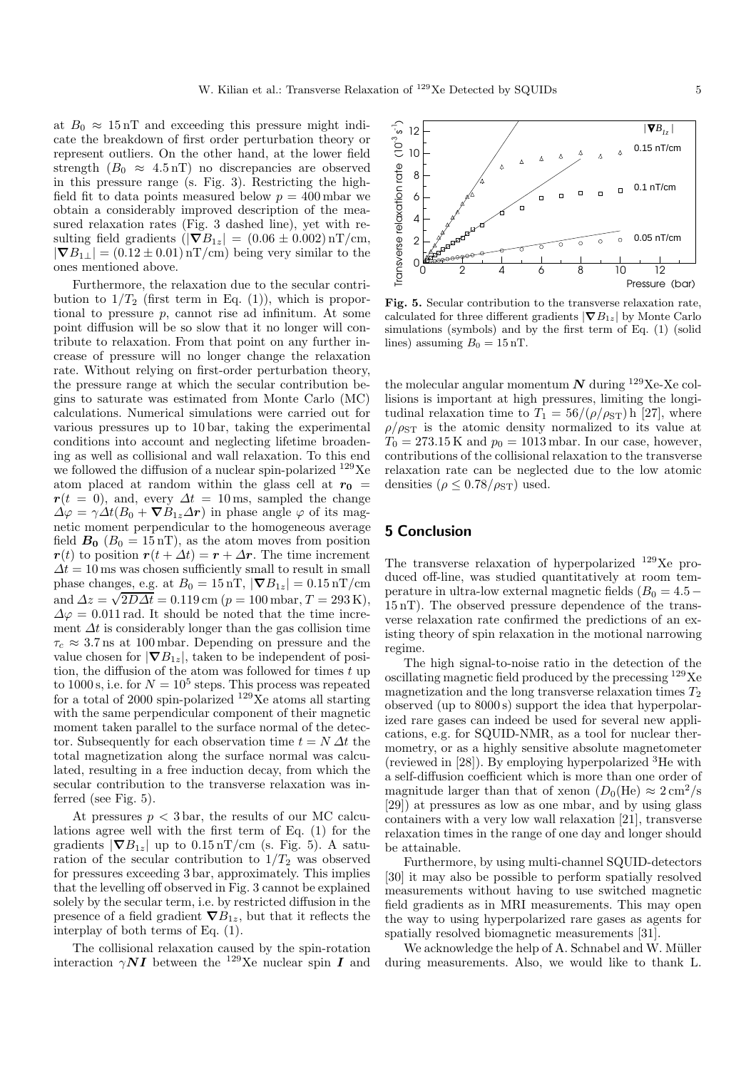at $B_0 \approx 15\,\mathrm{nT}$ and exceeding this pressure might indicate the breakdown of first order perturbation theory or represent outliers. On the other hand, at the lower field strength ($B_0 \approx 4.5\,\mathrm{nT}$) no discrepancies are observed in this pressure range (s. Fig. 3). Restricting the high-field fit to data points measured below $p = 400\,\mathrm{mbar}$ we obtain a considerably improved description of the measured relaxation rates (Fig. 3 dashed line), yet with resulting field gradients ($|\boldsymbol{\nabla} B_{1z}| = (0.06 \pm 0.002)\,\mathrm{nT/cm}$, $|\boldsymbol{\nabla} B_{1\perp}| = (0.12 \pm 0.01)\,\mathrm{nT/cm}$) being very similar to the ones mentioned above.

Furthermore, the relaxation due to the secular contribution to $1/T_2$ (first term in Eq. (1)), which is proportional to pressure $p$, cannot rise ad infinitum. At some point diffusion will be so slow that it no longer will contribute to relaxation. From that point on any further increase of pressure will no longer change the relaxation rate. Without relying on first-order perturbation theory, the pressure range at which the secular contribution begins to saturate was estimated from Monte Carlo (MC) calculations. Numerical simulations were carried out for various pressures up to 10 bar, taking the experimental conditions into account and neglecting lifetime broadening as well as collisional and wall relaxation. To this end we followed the diffusion of a nuclear spin-polarized $^{129}$Xe atom placed at random within the glass cell at $\boldsymbol{r_0} = \boldsymbol{r}(t=0)$, and, every $\Delta t = 10\,\mathrm{ms}$, sampled the change $\Delta\varphi = \gamma \Delta t (B_0 + \boldsymbol{\nabla} B_{1z} \Delta \boldsymbol{r})$ in phase angle $\varphi$ of its magnetic moment perpendicular to the homogeneous average field $\boldsymbol{B_0}$ ($B_0 = 15\,\mathrm{nT}$), as the atom moves from position $\boldsymbol{r}(t)$ to position $\boldsymbol{r}(t+\Delta t) = \boldsymbol{r} + \Delta \boldsymbol{r}$. The time increment $\Delta t = 10\,\mathrm{ms}$ was chosen sufficiently small to result in small phase changes, e.g. at $B_0 = 15\,\mathrm{nT}$, $|\boldsymbol{\nabla} B_{1z}| = 0.15\,\mathrm{nT/cm}$ and $\Delta z = \sqrt{2D\Delta t} = 0.119\,\mathrm{cm}$ ($p = 100\,\mathrm{mbar}$, $T = 293\,\mathrm{K}$), $\Delta\varphi = 0.011\,\mathrm{rad}$. It should be noted that the time increment $\Delta t$ is considerably longer than the gas collision time $\tau_c \approx 3.7\,\mathrm{ns}$ at 100 mbar. Depending on pressure and the value chosen for $|\boldsymbol{\nabla} B_{1z}|$, taken to be independent of position, the diffusion of the atom was followed for times $t$ up to 1000 s, i.e. for $N = 10^5$ steps. This process was repeated for a total of 2000 spin-polarized $^{129}$Xe atoms all starting with the same perpendicular component of their magnetic moment taken parallel to the surface normal of the detector. Subsequently for each observation time $t = N\,\Delta t$ the total magnetization along the surface normal was calculated, resulting in a free induction decay, from which the secular contribution to the transverse relaxation was inferred (see Fig. 5).

At pressures $p < 3\,\mathrm{bar}$, the results of our MC calculations agree well with the first term of Eq. (1) for the gradients $|\boldsymbol{\nabla} B_{1z}|$ up to $0.15\,\mathrm{nT/cm}$ (s. Fig. 5). A saturation of the secular contribution to $1/T_2$ was observed for pressures exceeding 3 bar, approximately. This implies that the levelling off observed in Fig. 3 cannot be explained solely by the secular term, i.e. by restricted diffusion in the presence of a field gradient $\boldsymbol{\nabla} B_{1z}$, but that it reflects the interplay of both terms of Eq. (1).

The collisional relaxation caused by the spin-rotation interaction $\gamma \boldsymbol{N} \boldsymbol{I}$ between the $^{129}$Xe nuclear spin $\boldsymbol{I}$ and the molecular angular momentum $\boldsymbol{N}$ during $^{129}$Xe-Xe collisions is important at high pressures, limiting the longitudinal relaxation time to $T_1 = 56/(\rho/\rho_{\mathrm{ST}})\,\mathrm{h}$ [27], where $\rho/\rho_{\mathrm{ST}}$ is the atomic density normalized to its value at $T_0 = 273.15\,\mathrm{K}$ and $p_0 = 1013\,\mathrm{mbar}$. In our case, however, contributions of the collisional relaxation to the transverse relaxation rate can be neglected due to the low atomic densities ($\rho \leq 0.78/\rho_{\mathrm{ST}}$) used.

**Fig. 5.** Secular contribution to the transverse relaxation rate, calculated for three different gradients $|\boldsymbol{\nabla} B_{1z}|$ by Monte Carlo simulations (symbols) and by the first term of Eq. (1) (solid lines) assuming $B_0 = 15\,\mathrm{nT}$.

## 5 Conclusion

The transverse relaxation of hyperpolarized $^{129}$Xe produced off-line, was studied quantitatively at room temperature in ultra-low external magnetic fields ($B_0 = 4.5-15\,\mathrm{nT}$). The observed pressure dependence of the transverse relaxation rate confirmed the predictions of an existing theory of spin relaxation in the motional narrowing regime.

The high signal-to-noise ratio in the detection of the oscillating magnetic field produced by the precessing $^{129}$Xe magnetization and the long transverse relaxation times $T_2$ observed (up to 8000 s) support the idea that hyperpolarized rare gases can indeed be used for several new applications, e.g. for SQUID-NMR, as a tool for nuclear thermometry, or as a highly sensitive absolute magnetometer (reviewed in [28]). By employing hyperpolarized $^3$He with a self-diffusion coefficient which is more than one order of magnitude larger than that of xenon ($D_0(\mathrm{He}) \approx 2\,\mathrm{cm}^2/\mathrm{s}$ [29]) at pressures as low as one mbar, and by using glass containers with a very low wall relaxation [21], transverse relaxation times in the range of one day and longer should be attainable.

Furthermore, by using multi-channel SQUID-detectors [30] it may also be possible to perform spatially resolved measurements without having to use switched magnetic field gradients as in MRI measurements. This may open the way to using hyperpolarized rare gases as agents for spatially resolved biomagnetic measurements [31].

We acknowledge the help of A. Schnabel and W. Müller during measurements. Also, we would like to thank L.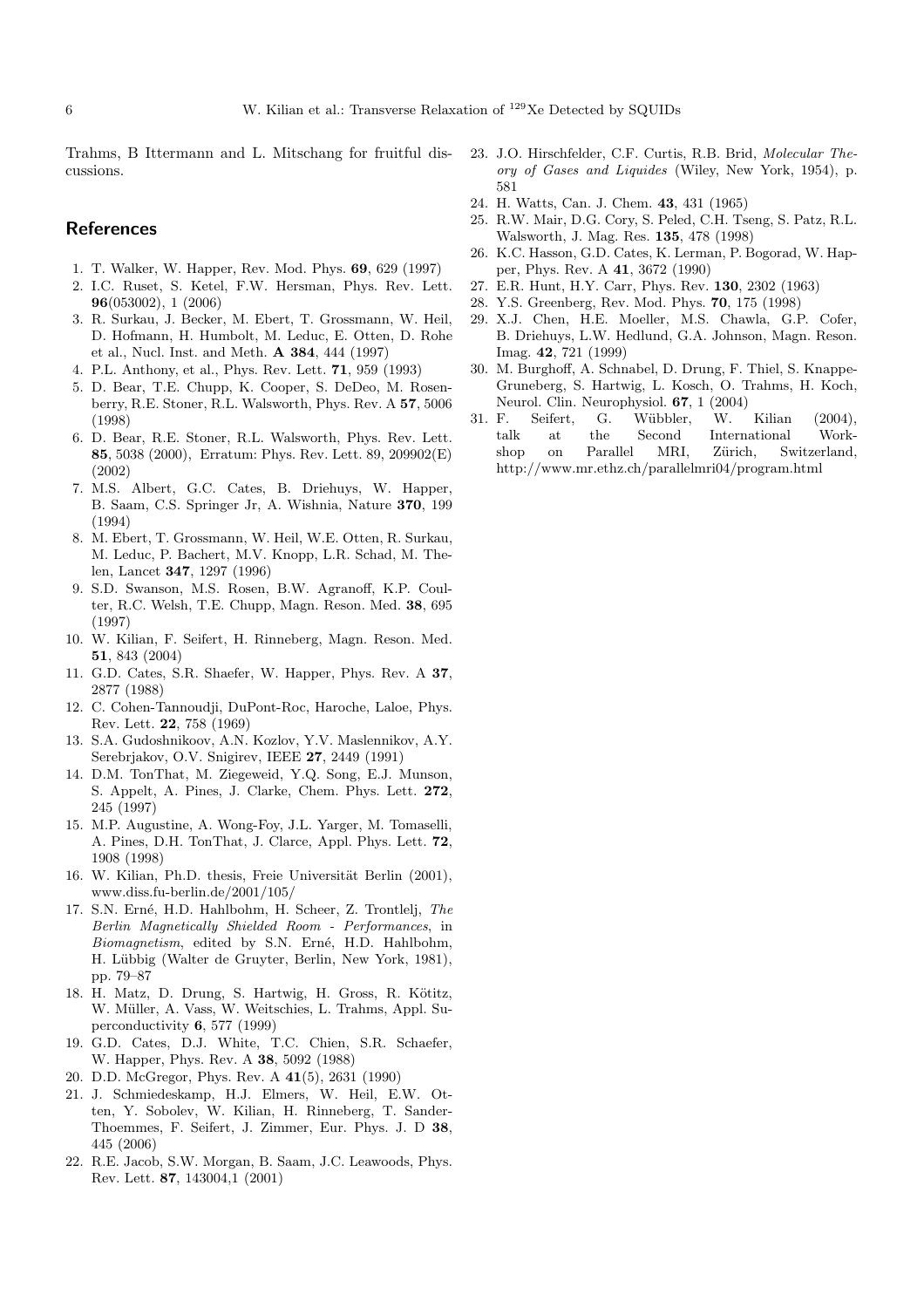Trahms, B Ittermann and L. Mitschang for fruitful discussions.

## References

1. T. Walker, W. Happer, Rev. Mod. Phys. **69**, 629 (1997)
2. I.C. Ruset, S. Ketel, F.W. Hersman, Phys. Rev. Lett. **96**(053002), 1 (2006)
3. R. Surkau, J. Becker, M. Ebert, T. Grossmann, W. Heil, D. Hofmann, H. Humbolt, M. Leduc, E. Otten, D. Rohe et al., Nucl. Inst. and Meth. **A 384**, 444 (1997)
4. P.L. Anthony, et al., Phys. Rev. Lett. **71**, 959 (1993)
5. D. Bear, T.E. Chupp, K. Cooper, S. DeDeo, M. Rosenberry, R.E. Stoner, R.L. Walsworth, Phys. Rev. A **57**, 5006 (1998)
6. D. Bear, R.E. Stoner, R.L. Walsworth, Phys. Rev. Lett. **85**, 5038 (2000), Erratum: Phys. Rev. Lett. 89, 209902(E) (2002)
7. M.S. Albert, G.C. Cates, B. Driehuys, W. Happer, B. Saam, C.S. Springer Jr, A. Wishnia, Nature **370**, 199 (1994)
8. M. Ebert, T. Grossmann, W. Heil, W.E. Otten, R. Surkau, M. Leduc, P. Bachert, M.V. Knopp, L.R. Schad, M. Thelen, Lancet **347**, 1297 (1996)
9. S.D. Swanson, M.S. Rosen, B.W. Agranoff, K.P. Coulter, R.C. Welsh, T.E. Chupp, Magn. Reson. Med. **38**, 695 (1997)
10. W. Kilian, F. Seifert, H. Rinneberg, Magn. Reson. Med. **51**, 843 (2004)
11. G.D. Cates, S.R. Shaefer, W. Happer, Phys. Rev. A **37**, 2877 (1988)
12. C. Cohen-Tannoudji, DuPont-Roc, Haroche, Laloe, Phys. Rev. Lett. **22**, 758 (1969)
13. S.A. Gudoshnikoov, A.N. Kozlov, Y.V. Maslennikov, A.Y. Serebrjakov, O.V. Snigirev, IEEE **27**, 2449 (1991)
14. D.M. TonThat, M. Ziegeweid, Y.Q. Song, E.J. Munson, S. Appelt, A. Pines, J. Clarke, Chem. Phys. Lett. **272**, 245 (1997)
15. M.P. Augustine, A. Wong-Foy, J.L. Yarger, M. Tomaselli, A. Pines, D.H. TonThat, J. Clarce, Appl. Phys. Lett. **72**, 1908 (1998)
16. W. Kilian, Ph.D. thesis, Freie Universität Berlin (2001), www.diss.fu-berlin.de/2001/105/
17. S.N. Erné, H.D. Hahlbohm, H. Scheer, Z. Trontlelj, *The Berlin Magnetically Shielded Room - Performances*, in *Biomagnetism*, edited by S.N. Erné, H.D. Hahlbohm, H. Lübbig (Walter de Gruyter, Berlin, New York, 1981), pp. 79–87
18. H. Matz, D. Drung, S. Hartwig, H. Gross, R. Kötitz, W. Müller, A. Vass, W. Weitschies, L. Trahms, Appl. Superconductivity **6**, 577 (1999)
19. G.D. Cates, D.J. White, T.C. Chien, S.R. Schaefer, W. Happer, Phys. Rev. A **38**, 5092 (1988)
20. D.D. McGregor, Phys. Rev. A **41**(5), 2631 (1990)
21. J. Schmiedeskamp, H.J. Elmers, W. Heil, E.W. Otten, Y. Sobolev, W. Kilian, H. Rinneberg, T. Sander-Thoemmes, F. Seifert, J. Zimmer, Eur. Phys. J. D **38**, 445 (2006)
22. R.E. Jacob, S.W. Morgan, B. Saam, J.C. Leawoods, Phys. Rev. Lett. **87**, 143004,1 (2001)
23. J.O. Hirschfelder, C.F. Curtis, R.B. Brid, *Molecular Theory of Gases and Liquides* (Wiley, New York, 1954), p. 581
24. H. Watts, Can. J. Chem. **43**, 431 (1965)
25. R.W. Mair, D.G. Cory, S. Peled, C.H. Tseng, S. Patz, R.L. Walsworth, J. Mag. Res. **135**, 478 (1998)
26. K.C. Hasson, G.D. Cates, K. Lerman, P. Bogorad, W. Happer, Phys. Rev. A **41**, 3672 (1990)
27. E.R. Hunt, H.Y. Carr, Phys. Rev. **130**, 2302 (1963)
28. Y.S. Greenberg, Rev. Mod. Phys. **70**, 175 (1998)
29. X.J. Chen, H.E. Moeller, M.S. Chawla, G.P. Cofer, B. Driehuys, L.W. Hedlund, G.A. Johnson, Magn. Reson. Imag. **42**, 721 (1999)
30. M. Burghoff, A. Schnabel, D. Drung, F. Thiel, S. Knappe-Gruneberg, S. Hartwig, L. Kosch, O. Trahms, H. Koch, Neurol. Clin. Neurophysiol. **67**, 1 (2004)
31. F. Seifert, G. Wübbler, W. Kilian (2004), talk at the Second International Workshop on Parallel MRI, Zürich, Switzerland, http://www.mr.ethz.ch/parallelmri04/program.html